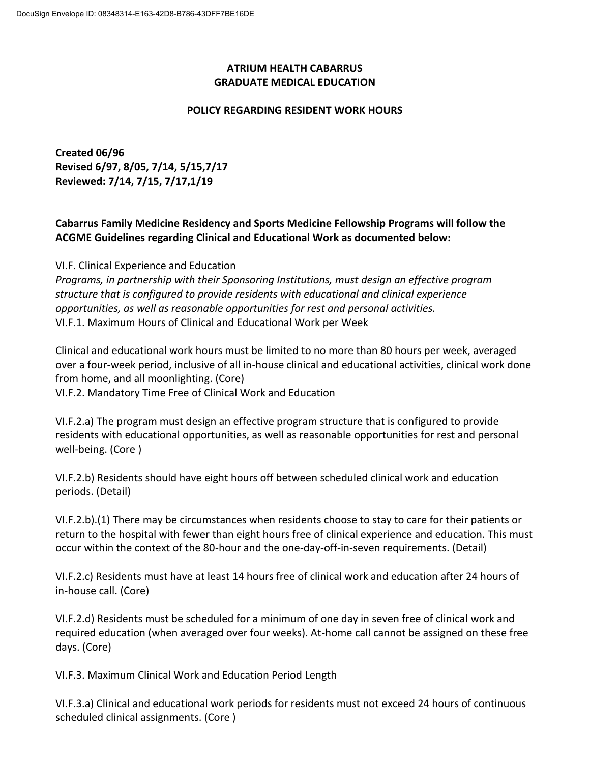# ATRIUM HEALTH CABARRUS
# GRADUATE MEDICAL EDUCATION

## POLICY REGARDING RESIDENT WORK HOURS

**Created 06/96**
**Revised 6/97, 8/05, 7/14, 5/15,7/17**
**Reviewed: 7/14, 7/15, 7/17,1/19**

**Cabarrus Family Medicine Residency and Sports Medicine Fellowship Programs will follow the ACGME Guidelines regarding Clinical and Educational Work as documented below:**

VI.F. Clinical Experience and Education
*Programs, in partnership with their Sponsoring Institutions, must design an effective program structure that is configured to provide residents with educational and clinical experience opportunities, as well as reasonable opportunities for rest and personal activities.*
VI.F.1. Maximum Hours of Clinical and Educational Work per Week

Clinical and educational work hours must be limited to no more than 80 hours per week, averaged over a four-week period, inclusive of all in-house clinical and educational activities, clinical work done from home, and all moonlighting. (Core)
VI.F.2. Mandatory Time Free of Clinical Work and Education

VI.F.2.a) The program must design an effective program structure that is configured to provide residents with educational opportunities, as well as reasonable opportunities for rest and personal well-being. (Core )

VI.F.2.b) Residents should have eight hours off between scheduled clinical work and education periods. (Detail)

VI.F.2.b).(1) There may be circumstances when residents choose to stay to care for their patients or return to the hospital with fewer than eight hours free of clinical experience and education. This must occur within the context of the 80-hour and the one-day-off-in-seven requirements. (Detail)

VI.F.2.c) Residents must have at least 14 hours free of clinical work and education after 24 hours of in-house call. (Core)

VI.F.2.d) Residents must be scheduled for a minimum of one day in seven free of clinical work and required education (when averaged over four weeks). At-home call cannot be assigned on these free days. (Core)

VI.F.3. Maximum Clinical Work and Education Period Length

VI.F.3.a) Clinical and educational work periods for residents must not exceed 24 hours of continuous scheduled clinical assignments. (Core )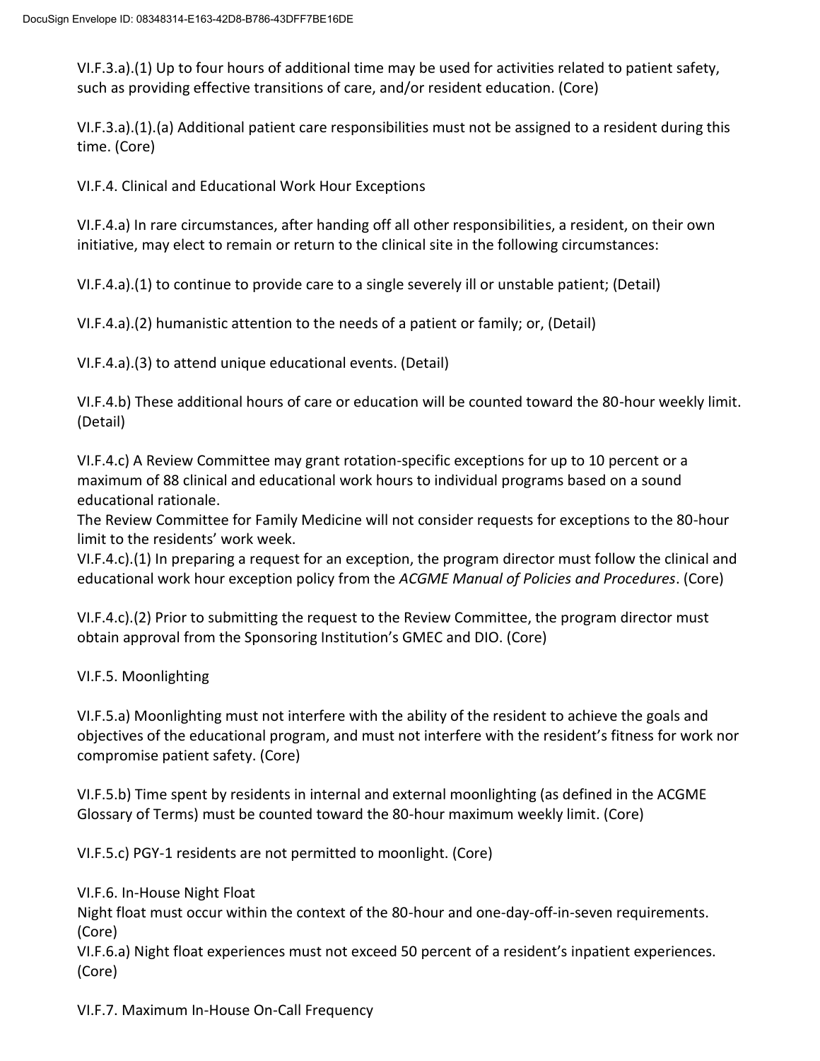VI.F.3.a).(1) Up to four hours of additional time may be used for activities related to patient safety, such as providing effective transitions of care, and/or resident education. (Core)

VI.F.3.a).(1).(a) Additional patient care responsibilities must not be assigned to a resident during this time. (Core)

VI.F.4. Clinical and Educational Work Hour Exceptions

VI.F.4.a) In rare circumstances, after handing off all other responsibilities, a resident, on their own initiative, may elect to remain or return to the clinical site in the following circumstances:

VI.F.4.a).(1) to continue to provide care to a single severely ill or unstable patient; (Detail)

VI.F.4.a).(2) humanistic attention to the needs of a patient or family; or, (Detail)

VI.F.4.a).(3) to attend unique educational events. (Detail)

VI.F.4.b) These additional hours of care or education will be counted toward the 80-hour weekly limit. (Detail)

VI.F.4.c) A Review Committee may grant rotation-specific exceptions for up to 10 percent or a maximum of 88 clinical and educational work hours to individual programs based on a sound educational rationale.
The Review Committee for Family Medicine will not consider requests for exceptions to the 80-hour limit to the residents' work week.
VI.F.4.c).(1) In preparing a request for an exception, the program director must follow the clinical and educational work hour exception policy from the *ACGME Manual of Policies and Procedures*. (Core)

VI.F.4.c).(2) Prior to submitting the request to the Review Committee, the program director must obtain approval from the Sponsoring Institution's GMEC and DIO. (Core)

VI.F.5. Moonlighting

VI.F.5.a) Moonlighting must not interfere with the ability of the resident to achieve the goals and objectives of the educational program, and must not interfere with the resident's fitness for work nor compromise patient safety. (Core)

VI.F.5.b) Time spent by residents in internal and external moonlighting (as defined in the ACGME Glossary of Terms) must be counted toward the 80-hour maximum weekly limit. (Core)

VI.F.5.c) PGY-1 residents are not permitted to moonlight. (Core)

VI.F.6. In-House Night Float
Night float must occur within the context of the 80-hour and one-day-off-in-seven requirements. (Core)
VI.F.6.a) Night float experiences must not exceed 50 percent of a resident's inpatient experiences. (Core)

VI.F.7. Maximum In-House On-Call Frequency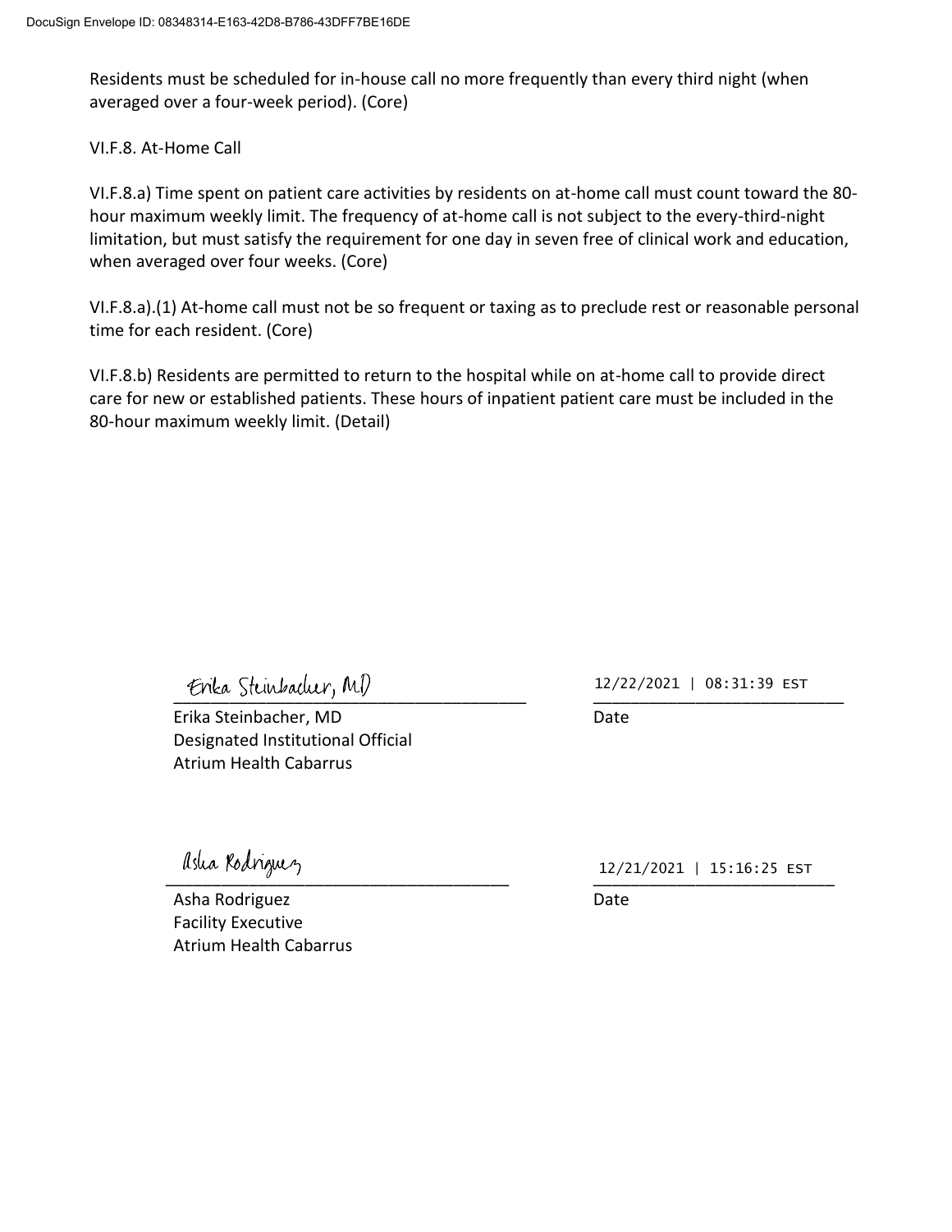Residents must be scheduled for in-house call no more frequently than every third night (when averaged over a four-week period). (Core)

VI.F.8. At-Home Call

VI.F.8.a) Time spent on patient care activities by residents on at-home call must count toward the 80-hour maximum weekly limit. The frequency of at-home call is not subject to the every-third-night limitation, but must satisfy the requirement for one day in seven free of clinical work and education, when averaged over four weeks. (Core)

VI.F.8.a).(1) At-home call must not be so frequent or taxing as to preclude rest or reasonable personal time for each resident. (Core)

VI.F.8.b) Residents are permitted to return to the hospital while on at-home call to provide direct care for new or established patients. These hours of inpatient patient care must be included in the 80-hour maximum weekly limit. (Detail)

Erika Steinbacher, MD
\_\_\_\_\_\_\_\_\_\_\_\_\_\_\_\_\_\_\_\_\_\_\_\_\_\_\_\_\_\_\_\_\_\_\_\_
Erika Steinbacher, MD
Designated Institutional Official
Atrium Health Cabarrus

12/22/2021 | 08:31:39 EST
\_\_\_\_\_\_\_\_\_\_\_\_\_\_\_\_\_\_\_\_\_\_\_\_\_\_
Date

Asha Rodriguez
\_\_\_\_\_\_\_\_\_\_\_\_\_\_\_\_\_\_\_\_\_\_\_\_\_\_\_\_\_\_\_\_\_\_\_\_
Asha Rodriguez
Facility Executive
Atrium Health Cabarrus

12/21/2021 | 15:16:25 EST
\_\_\_\_\_\_\_\_\_\_\_\_\_\_\_\_\_\_\_\_\_\_\_\_\_\_
Date